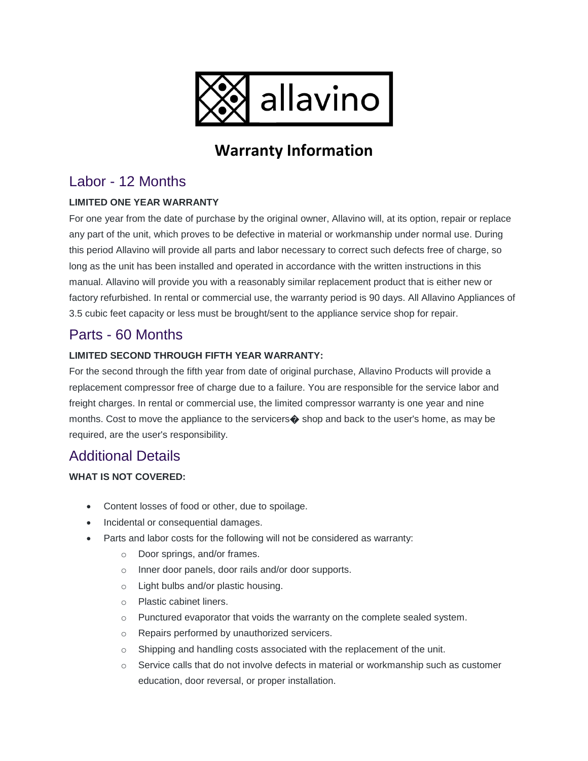allavino

# Warranty Information

## Labor - 12 Months

**LIMITED ONE YEAR WARRANTY**

For one year from the date of purchase by the original owner, Allavino will, at its option, repair or replace any part of the unit, which proves to be defective in material or workmanship under normal use. During this period Allavino will provide all parts and labor necessary to correct such defects free of charge, so long as the unit has been installed and operated in accordance with the written instructions in this manual. Allavino will provide you with a reasonably similar replacement product that is either new or factory refurbished. In rental or commercial use, the warranty period is 90 days. All Allavino Appliances of 3.5 cubic feet capacity or less must be brought/sent to the appliance service shop for repair.

## Parts - 60 Months

**LIMITED SECOND THROUGH FIFTH YEAR WARRANTY:**

For the second through the fifth year from date of original purchase, Allavino Products will provide a replacement compressor free of charge due to a failure. You are responsible for the service labor and freight charges. In rental or commercial use, the limited compressor warranty is one year and nine months. Cost to move the appliance to the servicers� shop and back to the user's home, as may be required, are the user's responsibility.

## Additional Details

**WHAT IS NOT COVERED:**

- Content losses of food or other, due to spoilage.
- Incidental or consequential damages.
- Parts and labor costs for the following will not be considered as warranty:
  - Door springs, and/or frames.
  - Inner door panels, door rails and/or door supports.
  - Light bulbs and/or plastic housing.
  - Plastic cabinet liners.
  - Punctured evaporator that voids the warranty on the complete sealed system.
  - Repairs performed by unauthorized servicers.
  - Shipping and handling costs associated with the replacement of the unit.
  - Service calls that do not involve defects in material or workmanship such as customer education, door reversal, or proper installation.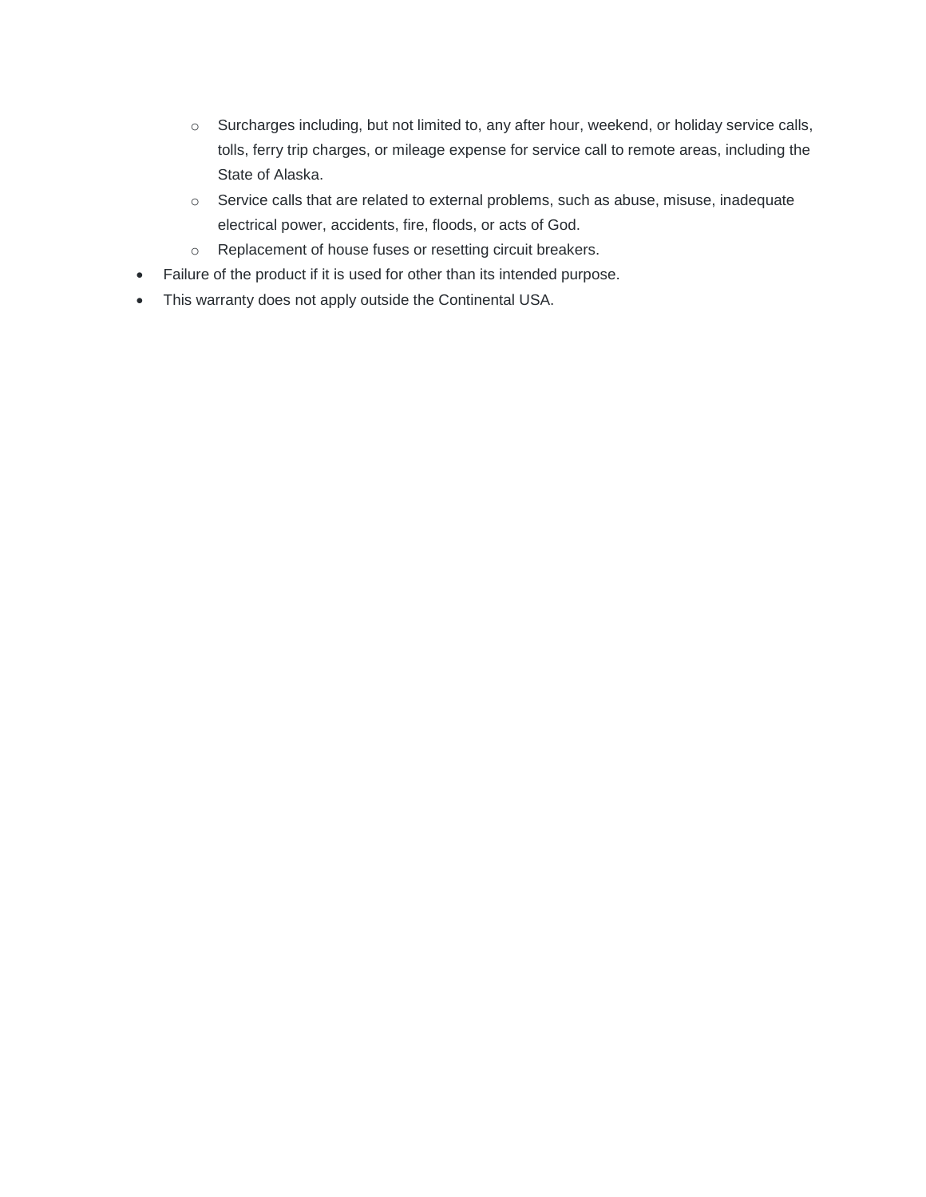- Surcharges including, but not limited to, any after hour, weekend, or holiday service calls, tolls, ferry trip charges, or mileage expense for service call to remote areas, including the State of Alaska.
  - Service calls that are related to external problems, such as abuse, misuse, inadequate electrical power, accidents, fire, floods, or acts of God.
  - Replacement of house fuses or resetting circuit breakers.
- Failure of the product if it is used for other than its intended purpose.
- This warranty does not apply outside the Continental USA.